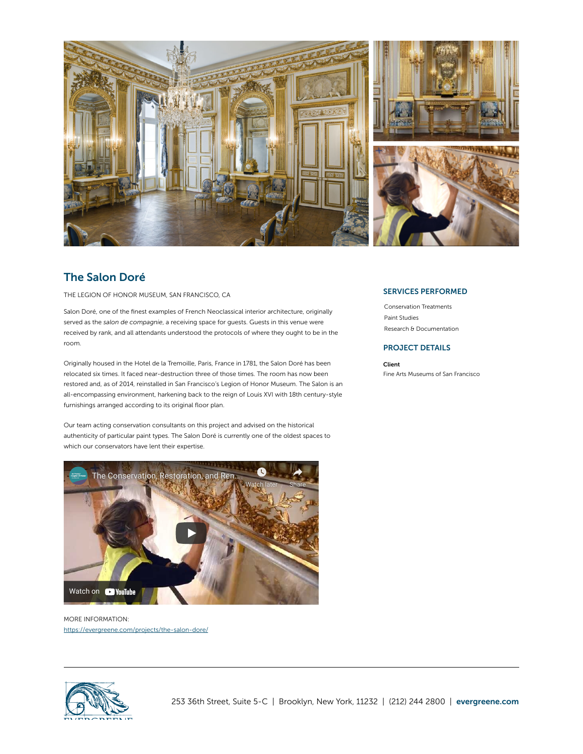# The Salon Doré

THE LEGION OF HONOR MUSEUM, SAN FRANCISCO, CA

Salon Doré, one of the finest examples of French Neoclassical interior architecture, originally served as the *salon de compagnie*, a receiving space for guests. Guests in this venue were received by rank, and all attendants understood the protocols of where they ought to be in the room.

Originally housed in the Hotel de la Tremoille, Paris, France in 1781, the Salon Doré has been relocated six times. It faced near-destruction three of those times. The room has now been restored and, as of 2014, reinstalled in San Francisco's Legion of Honor Museum. The Salon is an all-encompassing environment, harkening back to the reign of Louis XVI with 18th century-style furnishings arranged according to its original floor plan.

Our team acting conservation consultants on this project and advised on the historical authenticity of particular paint types. The Salon Doré is currently one of the oldest spaces to which our conservators have lent their expertise.

MORE INFORMATION:
https://evergreene.com/projects/the-salon-dore/

## SERVICES PERFORMED

Conservation Treatments

Paint Studies

Research & Documentation

## PROJECT DETAILS

**Client**

Fine Arts Museums of San Francisco

253 36th Street, Suite 5-C | Brooklyn, New York, 11232 | (212) 244 2800 | **evergreene.com**